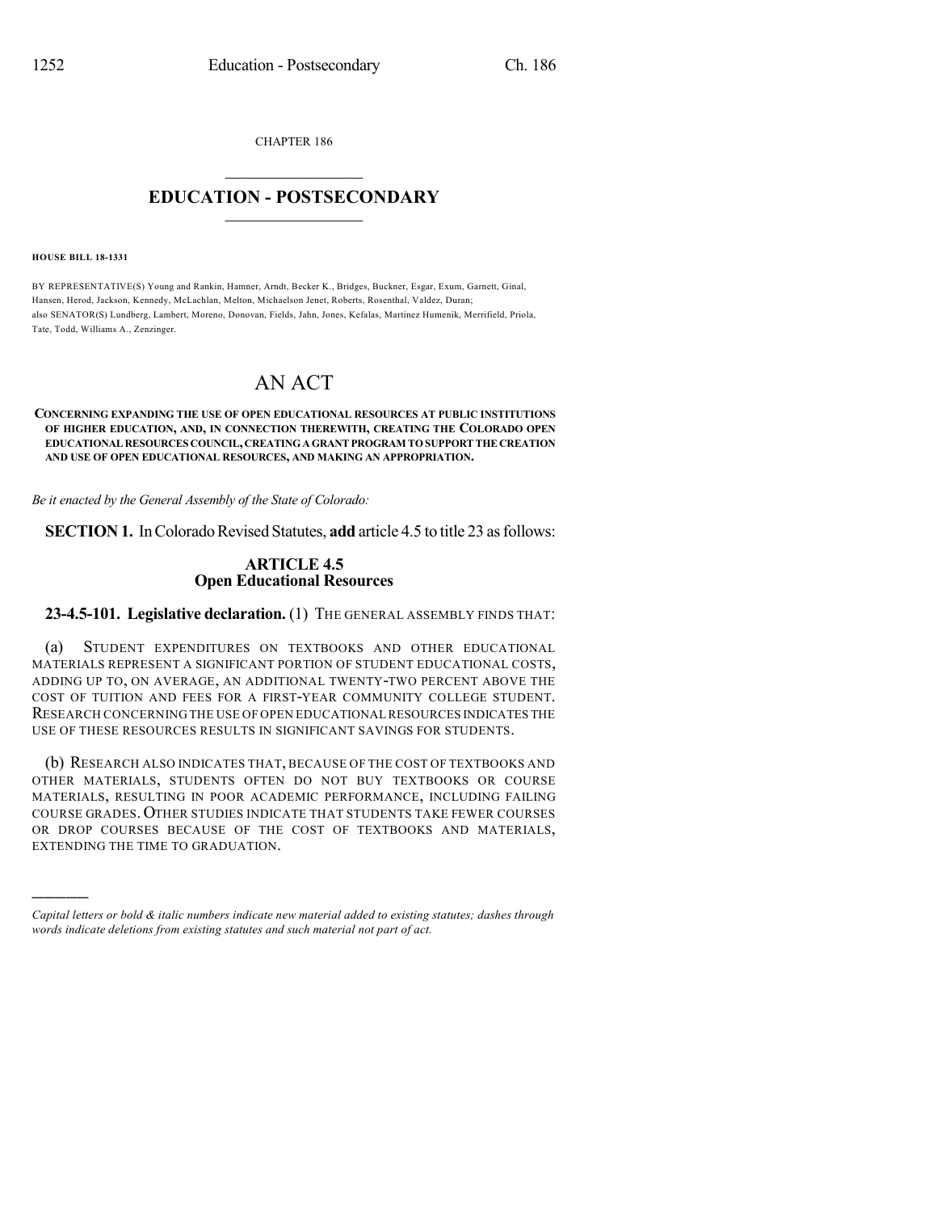CHAPTER 186

# EDUCATION - POSTSECONDARY

**HOUSE BILL 18-1331**

BY REPRESENTATIVE(S) Young and Rankin, Hamner, Arndt, Becker K., Bridges, Buckner, Esgar, Exum, Garnett, Ginal, Hansen, Herod, Jackson, Kennedy, McLachlan, Melton, Michaelson Jenet, Roberts, Rosenthal, Valdez, Duran; also SENATOR(S) Lundberg, Lambert, Moreno, Donovan, Fields, Jahn, Jones, Kefalas, Martinez Humenik, Merrifield, Priola, Tate, Todd, Williams A., Zenzinger.

# AN ACT

**CONCERNING EXPANDING THE USE OF OPEN EDUCATIONAL RESOURCES AT PUBLIC INSTITUTIONS OF HIGHER EDUCATION, AND, IN CONNECTION THEREWITH, CREATING THE COLORADO OPEN EDUCATIONAL RESOURCES COUNCIL, CREATING A GRANT PROGRAM TO SUPPORT THE CREATION AND USE OF OPEN EDUCATIONAL RESOURCES, AND MAKING AN APPROPRIATION.**

*Be it enacted by the General Assembly of the State of Colorado:*

**SECTION 1.** In Colorado Revised Statutes, **add** article 4.5 to title 23 as follows:

## ARTICLE 4.5
## Open Educational Resources

**23-4.5-101. Legislative declaration.** (1) THE GENERAL ASSEMBLY FINDS THAT:

(a) STUDENT EXPENDITURES ON TEXTBOOKS AND OTHER EDUCATIONAL MATERIALS REPRESENT A SIGNIFICANT PORTION OF STUDENT EDUCATIONAL COSTS, ADDING UP TO, ON AVERAGE, AN ADDITIONAL TWENTY-TWO PERCENT ABOVE THE COST OF TUITION AND FEES FOR A FIRST-YEAR COMMUNITY COLLEGE STUDENT. RESEARCH CONCERNING THE USE OF OPEN EDUCATIONAL RESOURCES INDICATES THE USE OF THESE RESOURCES RESULTS IN SIGNIFICANT SAVINGS FOR STUDENTS.

(b) RESEARCH ALSO INDICATES THAT, BECAUSE OF THE COST OF TEXTBOOKS AND OTHER MATERIALS, STUDENTS OFTEN DO NOT BUY TEXTBOOKS OR COURSE MATERIALS, RESULTING IN POOR ACADEMIC PERFORMANCE, INCLUDING FAILING COURSE GRADES. OTHER STUDIES INDICATE THAT STUDENTS TAKE FEWER COURSES OR DROP COURSES BECAUSE OF THE COST OF TEXTBOOKS AND MATERIALS, EXTENDING THE TIME TO GRADUATION.

---

*Capital letters or bold & italic numbers indicate new material added to existing statutes; dashes through words indicate deletions from existing statutes and such material not part of act.*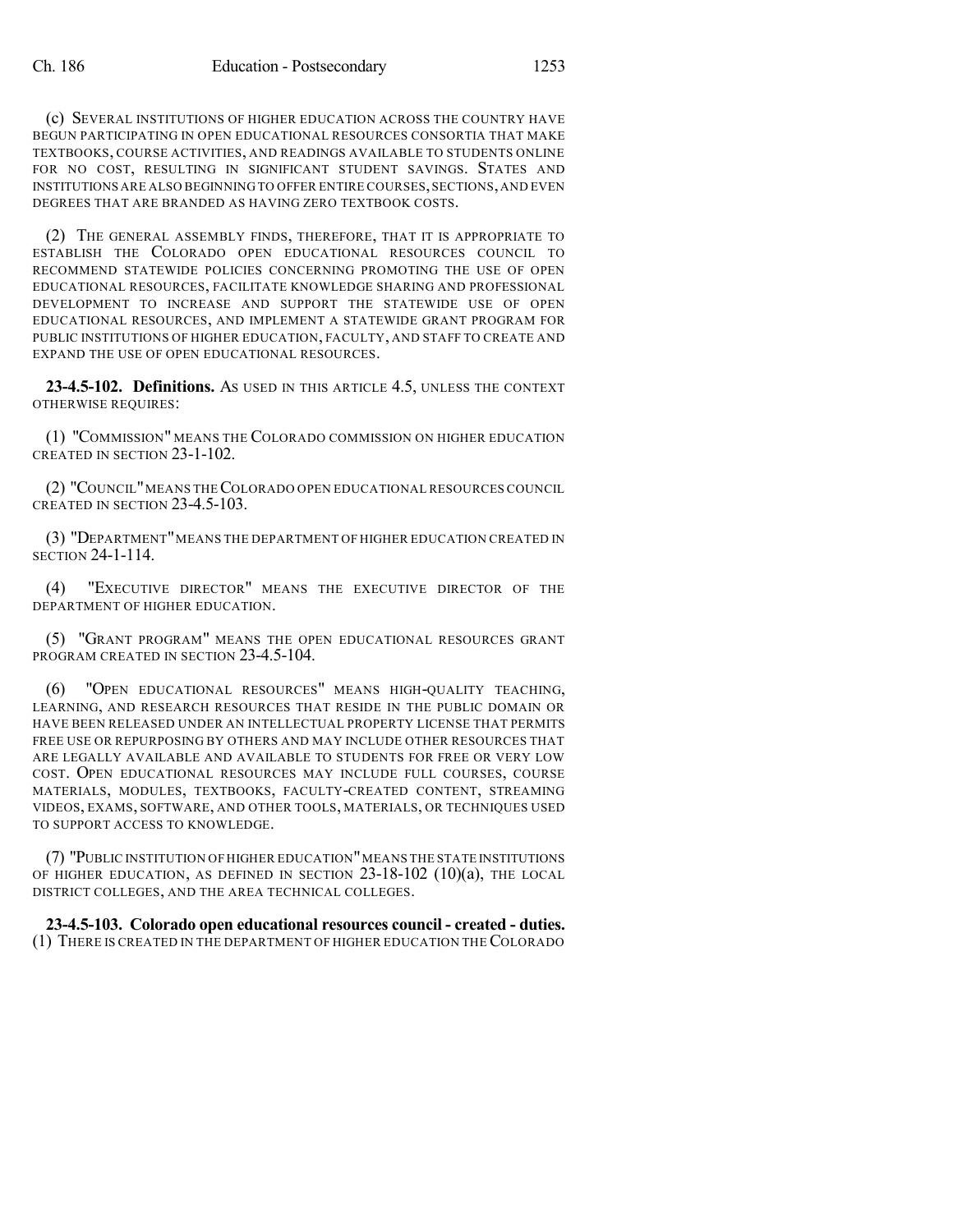(c) SEVERAL INSTITUTIONS OF HIGHER EDUCATION ACROSS THE COUNTRY HAVE BEGUN PARTICIPATING IN OPEN EDUCATIONAL RESOURCES CONSORTIA THAT MAKE TEXTBOOKS, COURSE ACTIVITIES, AND READINGS AVAILABLE TO STUDENTS ONLINE FOR NO COST, RESULTING IN SIGNIFICANT STUDENT SAVINGS. STATES AND INSTITUTIONS ARE ALSO BEGINNING TO OFFER ENTIRE COURSES, SECTIONS, AND EVEN DEGREES THAT ARE BRANDED AS HAVING ZERO TEXTBOOK COSTS.

(2) THE GENERAL ASSEMBLY FINDS, THEREFORE, THAT IT IS APPROPRIATE TO ESTABLISH THE COLORADO OPEN EDUCATIONAL RESOURCES COUNCIL TO RECOMMEND STATEWIDE POLICIES CONCERNING PROMOTING THE USE OF OPEN EDUCATIONAL RESOURCES, FACILITATE KNOWLEDGE SHARING AND PROFESSIONAL DEVELOPMENT TO INCREASE AND SUPPORT THE STATEWIDE USE OF OPEN EDUCATIONAL RESOURCES, AND IMPLEMENT A STATEWIDE GRANT PROGRAM FOR PUBLIC INSTITUTIONS OF HIGHER EDUCATION, FACULTY, AND STAFF TO CREATE AND EXPAND THE USE OF OPEN EDUCATIONAL RESOURCES.

**23-4.5-102. Definitions.** AS USED IN THIS ARTICLE 4.5, UNLESS THE CONTEXT OTHERWISE REQUIRES:

(1) "COMMISSION" MEANS THE COLORADO COMMISSION ON HIGHER EDUCATION CREATED IN SECTION 23-1-102.

(2) "COUNCIL" MEANS THE COLORADO OPEN EDUCATIONAL RESOURCES COUNCIL CREATED IN SECTION 23-4.5-103.

(3) "DEPARTMENT" MEANS THE DEPARTMENT OF HIGHER EDUCATION CREATED IN SECTION 24-1-114.

(4) "EXECUTIVE DIRECTOR" MEANS THE EXECUTIVE DIRECTOR OF THE DEPARTMENT OF HIGHER EDUCATION.

(5) "GRANT PROGRAM" MEANS THE OPEN EDUCATIONAL RESOURCES GRANT PROGRAM CREATED IN SECTION 23-4.5-104.

(6) "OPEN EDUCATIONAL RESOURCES" MEANS HIGH-QUALITY TEACHING, LEARNING, AND RESEARCH RESOURCES THAT RESIDE IN THE PUBLIC DOMAIN OR HAVE BEEN RELEASED UNDER AN INTELLECTUAL PROPERTY LICENSE THAT PERMITS FREE USE OR REPURPOSING BY OTHERS AND MAY INCLUDE OTHER RESOURCES THAT ARE LEGALLY AVAILABLE AND AVAILABLE TO STUDENTS FOR FREE OR VERY LOW COST. OPEN EDUCATIONAL RESOURCES MAY INCLUDE FULL COURSES, COURSE MATERIALS, MODULES, TEXTBOOKS, FACULTY-CREATED CONTENT, STREAMING VIDEOS, EXAMS, SOFTWARE, AND OTHER TOOLS, MATERIALS, OR TECHNIQUES USED TO SUPPORT ACCESS TO KNOWLEDGE.

(7) "PUBLIC INSTITUTION OF HIGHER EDUCATION" MEANS THE STATE INSTITUTIONS OF HIGHER EDUCATION, AS DEFINED IN SECTION 23-18-102 (10)(a), THE LOCAL DISTRICT COLLEGES, AND THE AREA TECHNICAL COLLEGES.

**23-4.5-103. Colorado open educational resources council - created - duties.** (1) THERE IS CREATED IN THE DEPARTMENT OF HIGHER EDUCATION THE COLORADO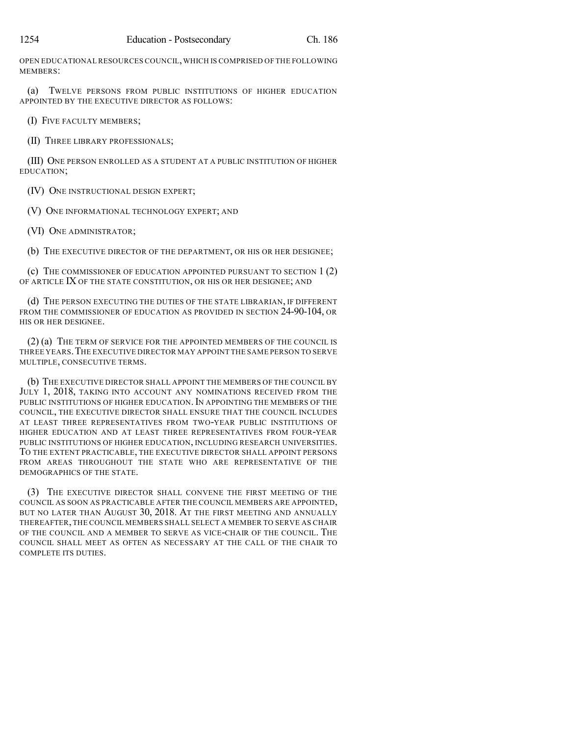OPEN EDUCATIONAL RESOURCES COUNCIL, WHICH IS COMPRISED OF THE FOLLOWING MEMBERS:

(a) TWELVE PERSONS FROM PUBLIC INSTITUTIONS OF HIGHER EDUCATION APPOINTED BY THE EXECUTIVE DIRECTOR AS FOLLOWS:

(I) FIVE FACULTY MEMBERS;

(II) THREE LIBRARY PROFESSIONALS;

(III) ONE PERSON ENROLLED AS A STUDENT AT A PUBLIC INSTITUTION OF HIGHER EDUCATION;

(IV) ONE INSTRUCTIONAL DESIGN EXPERT;

(V) ONE INFORMATIONAL TECHNOLOGY EXPERT; AND

(VI) ONE ADMINISTRATOR;

(b) THE EXECUTIVE DIRECTOR OF THE DEPARTMENT, OR HIS OR HER DESIGNEE;

(c) THE COMMISSIONER OF EDUCATION APPOINTED PURSUANT TO SECTION 1 (2) OF ARTICLE IX OF THE STATE CONSTITUTION, OR HIS OR HER DESIGNEE; AND

(d) THE PERSON EXECUTING THE DUTIES OF THE STATE LIBRARIAN, IF DIFFERENT FROM THE COMMISSIONER OF EDUCATION AS PROVIDED IN SECTION 24-90-104, OR HIS OR HER DESIGNEE.

(2) (a) THE TERM OF SERVICE FOR THE APPOINTED MEMBERS OF THE COUNCIL IS THREE YEARS. THE EXECUTIVE DIRECTOR MAY APPOINT THE SAME PERSON TO SERVE MULTIPLE, CONSECUTIVE TERMS.

(b) THE EXECUTIVE DIRECTOR SHALL APPOINT THE MEMBERS OF THE COUNCIL BY JULY 1, 2018, TAKING INTO ACCOUNT ANY NOMINATIONS RECEIVED FROM THE PUBLIC INSTITUTIONS OF HIGHER EDUCATION. IN APPOINTING THE MEMBERS OF THE COUNCIL, THE EXECUTIVE DIRECTOR SHALL ENSURE THAT THE COUNCIL INCLUDES AT LEAST THREE REPRESENTATIVES FROM TWO-YEAR PUBLIC INSTITUTIONS OF HIGHER EDUCATION AND AT LEAST THREE REPRESENTATIVES FROM FOUR-YEAR PUBLIC INSTITUTIONS OF HIGHER EDUCATION, INCLUDING RESEARCH UNIVERSITIES. TO THE EXTENT PRACTICABLE, THE EXECUTIVE DIRECTOR SHALL APPOINT PERSONS FROM AREAS THROUGHOUT THE STATE WHO ARE REPRESENTATIVE OF THE DEMOGRAPHICS OF THE STATE.

(3) THE EXECUTIVE DIRECTOR SHALL CONVENE THE FIRST MEETING OF THE COUNCIL AS SOON AS PRACTICABLE AFTER THE COUNCIL MEMBERS ARE APPOINTED, BUT NO LATER THAN AUGUST 30, 2018. AT THE FIRST MEETING AND ANNUALLY THEREAFTER, THE COUNCIL MEMBERS SHALL SELECT A MEMBER TO SERVE AS CHAIR OF THE COUNCIL AND A MEMBER TO SERVE AS VICE-CHAIR OF THE COUNCIL. THE COUNCIL SHALL MEET AS OFTEN AS NECESSARY AT THE CALL OF THE CHAIR TO COMPLETE ITS DUTIES.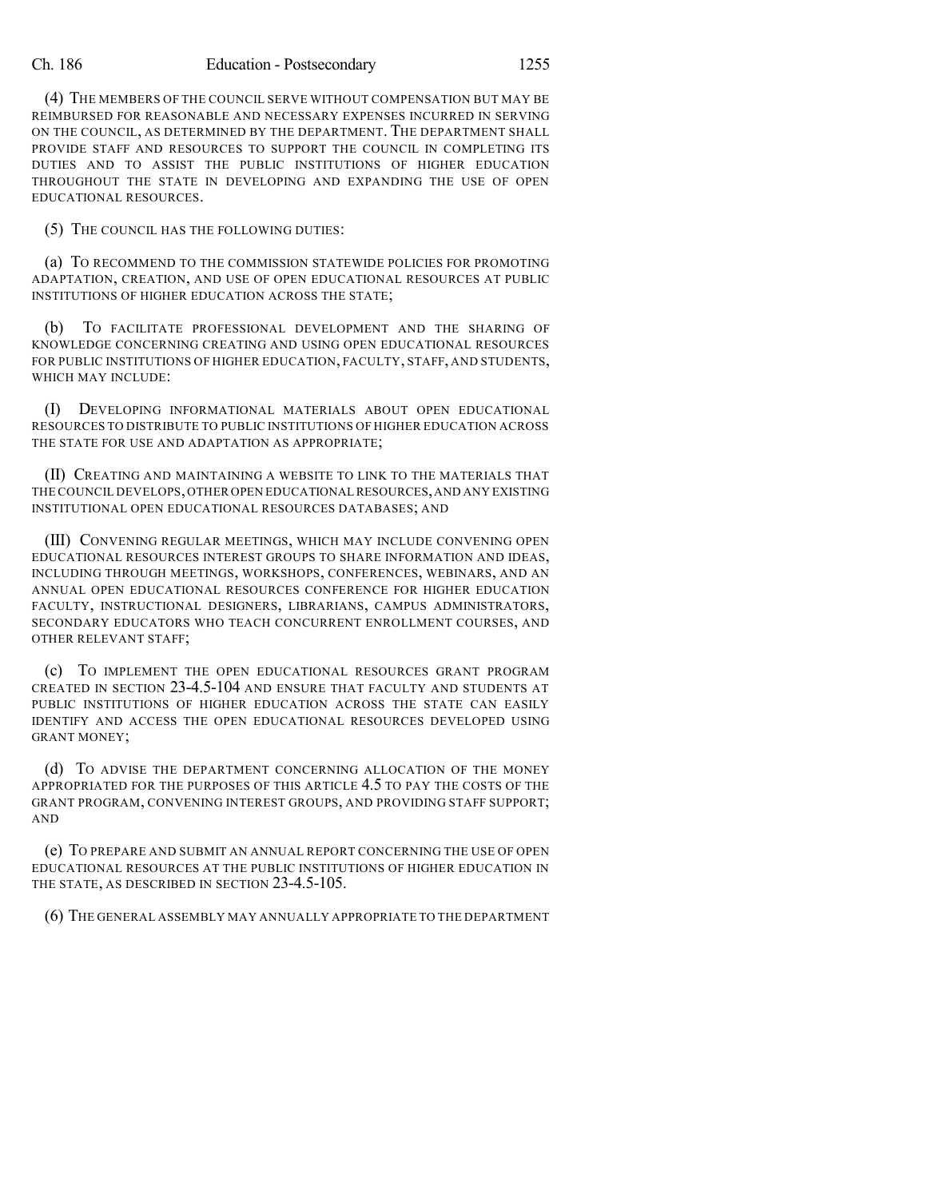(4) THE MEMBERS OF THE COUNCIL SERVE WITHOUT COMPENSATION BUT MAY BE REIMBURSED FOR REASONABLE AND NECESSARY EXPENSES INCURRED IN SERVING ON THE COUNCIL, AS DETERMINED BY THE DEPARTMENT. THE DEPARTMENT SHALL PROVIDE STAFF AND RESOURCES TO SUPPORT THE COUNCIL IN COMPLETING ITS DUTIES AND TO ASSIST THE PUBLIC INSTITUTIONS OF HIGHER EDUCATION THROUGHOUT THE STATE IN DEVELOPING AND EXPANDING THE USE OF OPEN EDUCATIONAL RESOURCES.

(5) THE COUNCIL HAS THE FOLLOWING DUTIES:

(a) TO RECOMMEND TO THE COMMISSION STATEWIDE POLICIES FOR PROMOTING ADAPTATION, CREATION, AND USE OF OPEN EDUCATIONAL RESOURCES AT PUBLIC INSTITUTIONS OF HIGHER EDUCATION ACROSS THE STATE;

(b) TO FACILITATE PROFESSIONAL DEVELOPMENT AND THE SHARING OF KNOWLEDGE CONCERNING CREATING AND USING OPEN EDUCATIONAL RESOURCES FOR PUBLIC INSTITUTIONS OF HIGHER EDUCATION, FACULTY, STAFF, AND STUDENTS, WHICH MAY INCLUDE:

(I) DEVELOPING INFORMATIONAL MATERIALS ABOUT OPEN EDUCATIONAL RESOURCES TO DISTRIBUTE TO PUBLIC INSTITUTIONS OF HIGHER EDUCATION ACROSS THE STATE FOR USE AND ADAPTATION AS APPROPRIATE;

(II) CREATING AND MAINTAINING A WEBSITE TO LINK TO THE MATERIALS THAT THE COUNCIL DEVELOPS, OTHER OPEN EDUCATIONAL RESOURCES, AND ANY EXISTING INSTITUTIONAL OPEN EDUCATIONAL RESOURCES DATABASES; AND

(III) CONVENING REGULAR MEETINGS, WHICH MAY INCLUDE CONVENING OPEN EDUCATIONAL RESOURCES INTEREST GROUPS TO SHARE INFORMATION AND IDEAS, INCLUDING THROUGH MEETINGS, WORKSHOPS, CONFERENCES, WEBINARS, AND AN ANNUAL OPEN EDUCATIONAL RESOURCES CONFERENCE FOR HIGHER EDUCATION FACULTY, INSTRUCTIONAL DESIGNERS, LIBRARIANS, CAMPUS ADMINISTRATORS, SECONDARY EDUCATORS WHO TEACH CONCURRENT ENROLLMENT COURSES, AND OTHER RELEVANT STAFF;

(c) TO IMPLEMENT THE OPEN EDUCATIONAL RESOURCES GRANT PROGRAM CREATED IN SECTION 23-4.5-104 AND ENSURE THAT FACULTY AND STUDENTS AT PUBLIC INSTITUTIONS OF HIGHER EDUCATION ACROSS THE STATE CAN EASILY IDENTIFY AND ACCESS THE OPEN EDUCATIONAL RESOURCES DEVELOPED USING GRANT MONEY;

(d) TO ADVISE THE DEPARTMENT CONCERNING ALLOCATION OF THE MONEY APPROPRIATED FOR THE PURPOSES OF THIS ARTICLE 4.5 TO PAY THE COSTS OF THE GRANT PROGRAM, CONVENING INTEREST GROUPS, AND PROVIDING STAFF SUPPORT; AND

(e) TO PREPARE AND SUBMIT AN ANNUAL REPORT CONCERNING THE USE OF OPEN EDUCATIONAL RESOURCES AT THE PUBLIC INSTITUTIONS OF HIGHER EDUCATION IN THE STATE, AS DESCRIBED IN SECTION 23-4.5-105.

(6) THE GENERAL ASSEMBLY MAY ANNUALLY APPROPRIATE TO THE DEPARTMENT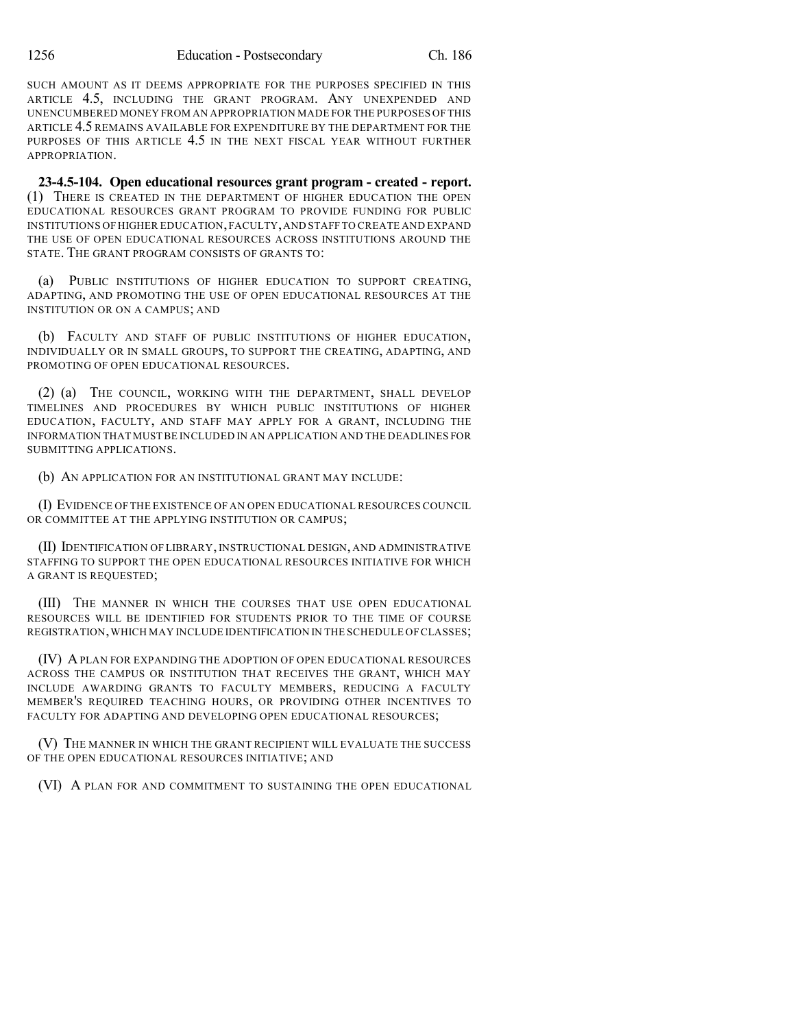SUCH AMOUNT AS IT DEEMS APPROPRIATE FOR THE PURPOSES SPECIFIED IN THIS ARTICLE 4.5, INCLUDING THE GRANT PROGRAM. ANY UNEXPENDED AND UNENCUMBERED MONEY FROM AN APPROPRIATION MADE FOR THE PURPOSES OF THIS ARTICLE 4.5 REMAINS AVAILABLE FOR EXPENDITURE BY THE DEPARTMENT FOR THE PURPOSES OF THIS ARTICLE 4.5 IN THE NEXT FISCAL YEAR WITHOUT FURTHER APPROPRIATION.

**23-4.5-104. Open educational resources grant program - created - report.** (1) THERE IS CREATED IN THE DEPARTMENT OF HIGHER EDUCATION THE OPEN EDUCATIONAL RESOURCES GRANT PROGRAM TO PROVIDE FUNDING FOR PUBLIC INSTITUTIONS OF HIGHER EDUCATION, FACULTY, AND STAFF TO CREATE AND EXPAND THE USE OF OPEN EDUCATIONAL RESOURCES ACROSS INSTITUTIONS AROUND THE STATE. THE GRANT PROGRAM CONSISTS OF GRANTS TO:

(a) PUBLIC INSTITUTIONS OF HIGHER EDUCATION TO SUPPORT CREATING, ADAPTING, AND PROMOTING THE USE OF OPEN EDUCATIONAL RESOURCES AT THE INSTITUTION OR ON A CAMPUS; AND

(b) FACULTY AND STAFF OF PUBLIC INSTITUTIONS OF HIGHER EDUCATION, INDIVIDUALLY OR IN SMALL GROUPS, TO SUPPORT THE CREATING, ADAPTING, AND PROMOTING OF OPEN EDUCATIONAL RESOURCES.

(2) (a) THE COUNCIL, WORKING WITH THE DEPARTMENT, SHALL DEVELOP TIMELINES AND PROCEDURES BY WHICH PUBLIC INSTITUTIONS OF HIGHER EDUCATION, FACULTY, AND STAFF MAY APPLY FOR A GRANT, INCLUDING THE INFORMATION THAT MUST BE INCLUDED IN AN APPLICATION AND THE DEADLINES FOR SUBMITTING APPLICATIONS.

(b) AN APPLICATION FOR AN INSTITUTIONAL GRANT MAY INCLUDE:

(I) EVIDENCE OF THE EXISTENCE OF AN OPEN EDUCATIONAL RESOURCES COUNCIL OR COMMITTEE AT THE APPLYING INSTITUTION OR CAMPUS;

(II) IDENTIFICATION OF LIBRARY, INSTRUCTIONAL DESIGN, AND ADMINISTRATIVE STAFFING TO SUPPORT THE OPEN EDUCATIONAL RESOURCES INITIATIVE FOR WHICH A GRANT IS REQUESTED;

(III) THE MANNER IN WHICH THE COURSES THAT USE OPEN EDUCATIONAL RESOURCES WILL BE IDENTIFIED FOR STUDENTS PRIOR TO THE TIME OF COURSE REGISTRATION, WHICH MAY INCLUDE IDENTIFICATION IN THE SCHEDULE OF CLASSES;

(IV) A PLAN FOR EXPANDING THE ADOPTION OF OPEN EDUCATIONAL RESOURCES ACROSS THE CAMPUS OR INSTITUTION THAT RECEIVES THE GRANT, WHICH MAY INCLUDE AWARDING GRANTS TO FACULTY MEMBERS, REDUCING A FACULTY MEMBER'S REQUIRED TEACHING HOURS, OR PROVIDING OTHER INCENTIVES TO FACULTY FOR ADAPTING AND DEVELOPING OPEN EDUCATIONAL RESOURCES;

(V) THE MANNER IN WHICH THE GRANT RECIPIENT WILL EVALUATE THE SUCCESS OF THE OPEN EDUCATIONAL RESOURCES INITIATIVE; AND

(VI) A PLAN FOR AND COMMITMENT TO SUSTAINING THE OPEN EDUCATIONAL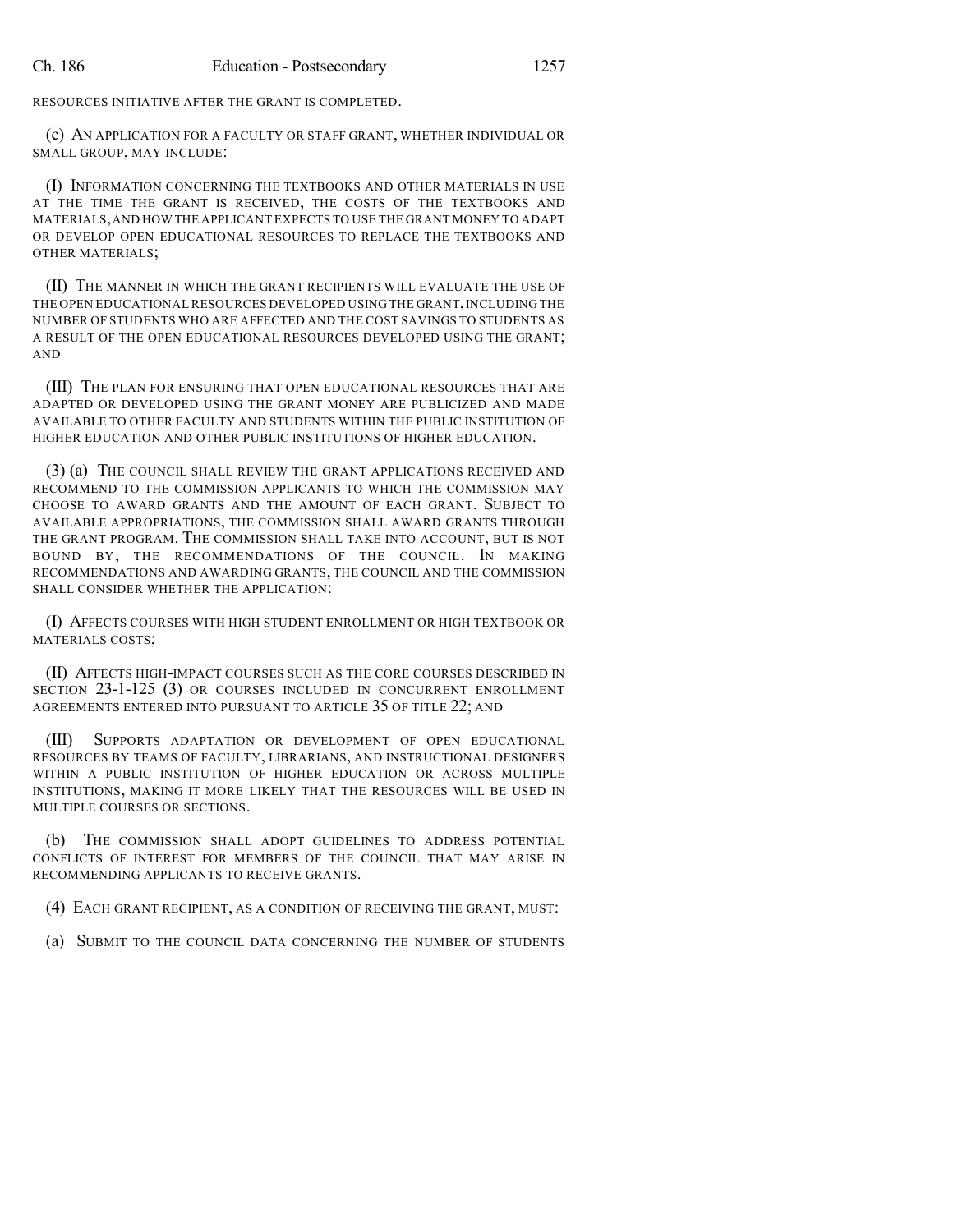RESOURCES INITIATIVE AFTER THE GRANT IS COMPLETED.

(c) AN APPLICATION FOR A FACULTY OR STAFF GRANT, WHETHER INDIVIDUAL OR SMALL GROUP, MAY INCLUDE:

(I) INFORMATION CONCERNING THE TEXTBOOKS AND OTHER MATERIALS IN USE AT THE TIME THE GRANT IS RECEIVED, THE COSTS OF THE TEXTBOOKS AND MATERIALS, AND HOW THE APPLICANT EXPECTS TO USE THE GRANT MONEY TO ADAPT OR DEVELOP OPEN EDUCATIONAL RESOURCES TO REPLACE THE TEXTBOOKS AND OTHER MATERIALS;

(II) THE MANNER IN WHICH THE GRANT RECIPIENTS WILL EVALUATE THE USE OF THE OPEN EDUCATIONAL RESOURCES DEVELOPED USING THE GRANT, INCLUDING THE NUMBER OF STUDENTS WHO ARE AFFECTED AND THE COST SAVINGS TO STUDENTS AS A RESULT OF THE OPEN EDUCATIONAL RESOURCES DEVELOPED USING THE GRANT; AND

(III) THE PLAN FOR ENSURING THAT OPEN EDUCATIONAL RESOURCES THAT ARE ADAPTED OR DEVELOPED USING THE GRANT MONEY ARE PUBLICIZED AND MADE AVAILABLE TO OTHER FACULTY AND STUDENTS WITHIN THE PUBLIC INSTITUTION OF HIGHER EDUCATION AND OTHER PUBLIC INSTITUTIONS OF HIGHER EDUCATION.

(3) (a) THE COUNCIL SHALL REVIEW THE GRANT APPLICATIONS RECEIVED AND RECOMMEND TO THE COMMISSION APPLICANTS TO WHICH THE COMMISSION MAY CHOOSE TO AWARD GRANTS AND THE AMOUNT OF EACH GRANT. SUBJECT TO AVAILABLE APPROPRIATIONS, THE COMMISSION SHALL AWARD GRANTS THROUGH THE GRANT PROGRAM. THE COMMISSION SHALL TAKE INTO ACCOUNT, BUT IS NOT BOUND BY, THE RECOMMENDATIONS OF THE COUNCIL. IN MAKING RECOMMENDATIONS AND AWARDING GRANTS, THE COUNCIL AND THE COMMISSION SHALL CONSIDER WHETHER THE APPLICATION:

(I) AFFECTS COURSES WITH HIGH STUDENT ENROLLMENT OR HIGH TEXTBOOK OR MATERIALS COSTS;

(II) AFFECTS HIGH-IMPACT COURSES SUCH AS THE CORE COURSES DESCRIBED IN SECTION 23-1-125 (3) OR COURSES INCLUDED IN CONCURRENT ENROLLMENT AGREEMENTS ENTERED INTO PURSUANT TO ARTICLE 35 OF TITLE 22; AND

(III) SUPPORTS ADAPTATION OR DEVELOPMENT OF OPEN EDUCATIONAL RESOURCES BY TEAMS OF FACULTY, LIBRARIANS, AND INSTRUCTIONAL DESIGNERS WITHIN A PUBLIC INSTITUTION OF HIGHER EDUCATION OR ACROSS MULTIPLE INSTITUTIONS, MAKING IT MORE LIKELY THAT THE RESOURCES WILL BE USED IN MULTIPLE COURSES OR SECTIONS.

(b) THE COMMISSION SHALL ADOPT GUIDELINES TO ADDRESS POTENTIAL CONFLICTS OF INTEREST FOR MEMBERS OF THE COUNCIL THAT MAY ARISE IN RECOMMENDING APPLICANTS TO RECEIVE GRANTS.

(4) EACH GRANT RECIPIENT, AS A CONDITION OF RECEIVING THE GRANT, MUST:

(a) SUBMIT TO THE COUNCIL DATA CONCERNING THE NUMBER OF STUDENTS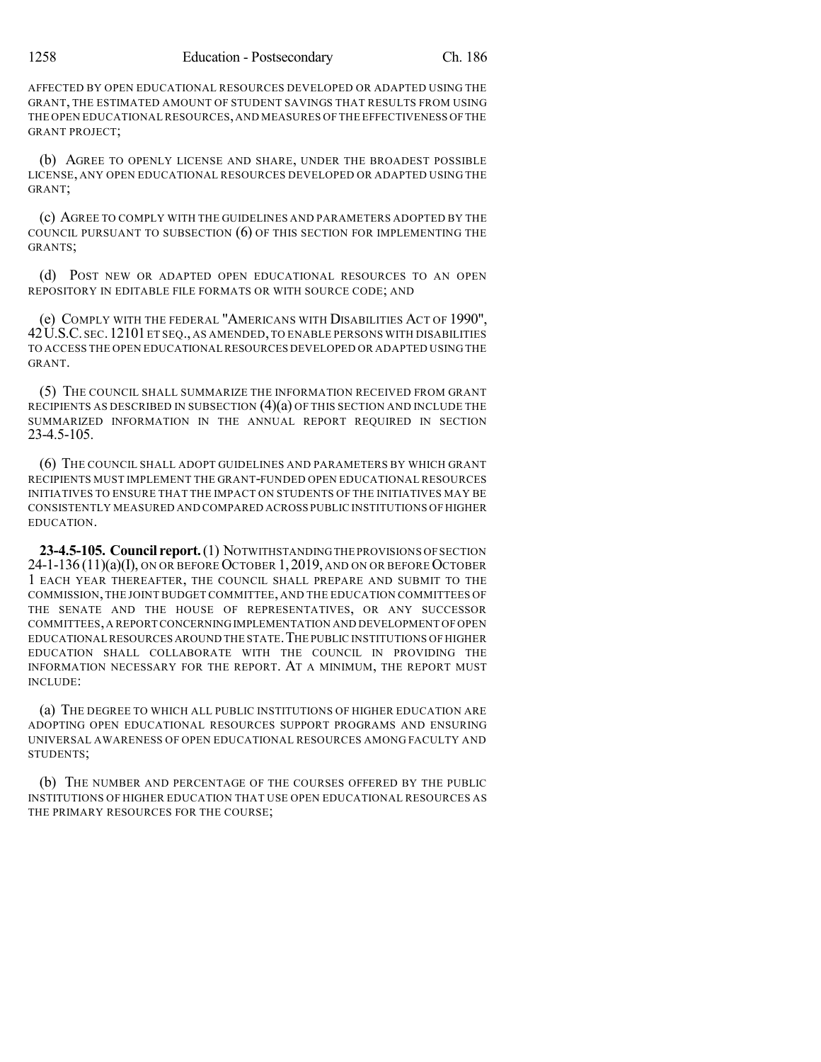AFFECTED BY OPEN EDUCATIONAL RESOURCES DEVELOPED OR ADAPTED USING THE GRANT, THE ESTIMATED AMOUNT OF STUDENT SAVINGS THAT RESULTS FROM USING THE OPEN EDUCATIONAL RESOURCES, AND MEASURES OF THE EFFECTIVENESS OF THE GRANT PROJECT;

(b) AGREE TO OPENLY LICENSE AND SHARE, UNDER THE BROADEST POSSIBLE LICENSE, ANY OPEN EDUCATIONAL RESOURCES DEVELOPED OR ADAPTED USING THE GRANT;

(c) AGREE TO COMPLY WITH THE GUIDELINES AND PARAMETERS ADOPTED BY THE COUNCIL PURSUANT TO SUBSECTION (6) OF THIS SECTION FOR IMPLEMENTING THE GRANTS;

(d) POST NEW OR ADAPTED OPEN EDUCATIONAL RESOURCES TO AN OPEN REPOSITORY IN EDITABLE FILE FORMATS OR WITH SOURCE CODE; AND

(e) COMPLY WITH THE FEDERAL "AMERICANS WITH DISABILITIES ACT OF 1990", 42 U.S.C. SEC. 12101 ET SEQ., AS AMENDED, TO ENABLE PERSONS WITH DISABILITIES TO ACCESS THE OPEN EDUCATIONAL RESOURCES DEVELOPED OR ADAPTED USING THE GRANT.

(5) THE COUNCIL SHALL SUMMARIZE THE INFORMATION RECEIVED FROM GRANT RECIPIENTS AS DESCRIBED IN SUBSECTION (4)(a) OF THIS SECTION AND INCLUDE THE SUMMARIZED INFORMATION IN THE ANNUAL REPORT REQUIRED IN SECTION 23-4.5-105.

(6) THE COUNCIL SHALL ADOPT GUIDELINES AND PARAMETERS BY WHICH GRANT RECIPIENTS MUST IMPLEMENT THE GRANT-FUNDED OPEN EDUCATIONAL RESOURCES INITIATIVES TO ENSURE THAT THE IMPACT ON STUDENTS OF THE INITIATIVES MAY BE CONSISTENTLY MEASURED AND COMPARED ACROSS PUBLIC INSTITUTIONS OF HIGHER EDUCATION.

**23-4.5-105. Council report.** (1) NOTWITHSTANDING THE PROVISIONS OF SECTION 24-1-136 (11)(a)(I), ON OR BEFORE OCTOBER 1, 2019, AND ON OR BEFORE OCTOBER 1 EACH YEAR THEREAFTER, THE COUNCIL SHALL PREPARE AND SUBMIT TO THE COMMISSION, THE JOINT BUDGET COMMITTEE, AND THE EDUCATION COMMITTEES OF THE SENATE AND THE HOUSE OF REPRESENTATIVES, OR ANY SUCCESSOR COMMITTEES, A REPORT CONCERNING IMPLEMENTATION AND DEVELOPMENT OF OPEN EDUCATIONAL RESOURCES AROUND THE STATE. THE PUBLIC INSTITUTIONS OF HIGHER EDUCATION SHALL COLLABORATE WITH THE COUNCIL IN PROVIDING THE INFORMATION NECESSARY FOR THE REPORT. AT A MINIMUM, THE REPORT MUST INCLUDE:

(a) THE DEGREE TO WHICH ALL PUBLIC INSTITUTIONS OF HIGHER EDUCATION ARE ADOPTING OPEN EDUCATIONAL RESOURCES SUPPORT PROGRAMS AND ENSURING UNIVERSAL AWARENESS OF OPEN EDUCATIONAL RESOURCES AMONG FACULTY AND STUDENTS;

(b) THE NUMBER AND PERCENTAGE OF THE COURSES OFFERED BY THE PUBLIC INSTITUTIONS OF HIGHER EDUCATION THAT USE OPEN EDUCATIONAL RESOURCES AS THE PRIMARY RESOURCES FOR THE COURSE;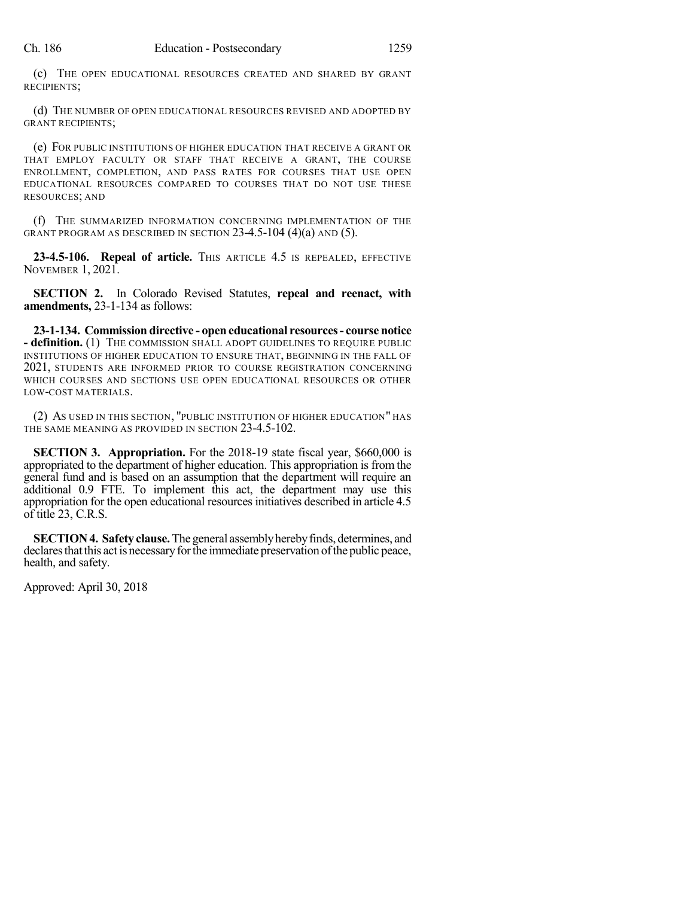(c) THE OPEN EDUCATIONAL RESOURCES CREATED AND SHARED BY GRANT RECIPIENTS;

(d) THE NUMBER OF OPEN EDUCATIONAL RESOURCES REVISED AND ADOPTED BY GRANT RECIPIENTS;

(e) FOR PUBLIC INSTITUTIONS OF HIGHER EDUCATION THAT RECEIVE A GRANT OR THAT EMPLOY FACULTY OR STAFF THAT RECEIVE A GRANT, THE COURSE ENROLLMENT, COMPLETION, AND PASS RATES FOR COURSES THAT USE OPEN EDUCATIONAL RESOURCES COMPARED TO COURSES THAT DO NOT USE THESE RESOURCES; AND

(f) THE SUMMARIZED INFORMATION CONCERNING IMPLEMENTATION OF THE GRANT PROGRAM AS DESCRIBED IN SECTION 23-4.5-104 (4)(a) AND (5).

**23-4.5-106. Repeal of article.** THIS ARTICLE 4.5 IS REPEALED, EFFECTIVE NOVEMBER 1, 2021.

**SECTION 2.** In Colorado Revised Statutes, **repeal and reenact, with amendments,** 23-1-134 as follows:

**23-1-134. Commission directive - open educational resources - course notice - definition.** (1) THE COMMISSION SHALL ADOPT GUIDELINES TO REQUIRE PUBLIC INSTITUTIONS OF HIGHER EDUCATION TO ENSURE THAT, BEGINNING IN THE FALL OF 2021, STUDENTS ARE INFORMED PRIOR TO COURSE REGISTRATION CONCERNING WHICH COURSES AND SECTIONS USE OPEN EDUCATIONAL RESOURCES OR OTHER LOW-COST MATERIALS.

(2) AS USED IN THIS SECTION, "PUBLIC INSTITUTION OF HIGHER EDUCATION" HAS THE SAME MEANING AS PROVIDED IN SECTION 23-4.5-102.

**SECTION 3. Appropriation.** For the 2018-19 state fiscal year, $660,000 is appropriated to the department of higher education. This appropriation is from the general fund and is based on an assumption that the department will require an additional 0.9 FTE. To implement this act, the department may use this appropriation for the open educational resources initiatives described in article 4.5 of title 23, C.R.S.

**SECTION 4. Safety clause.** The general assembly hereby finds, determines, and declares that this act is necessary for the immediate preservation of the public peace, health, and safety.

Approved: April 30, 2018